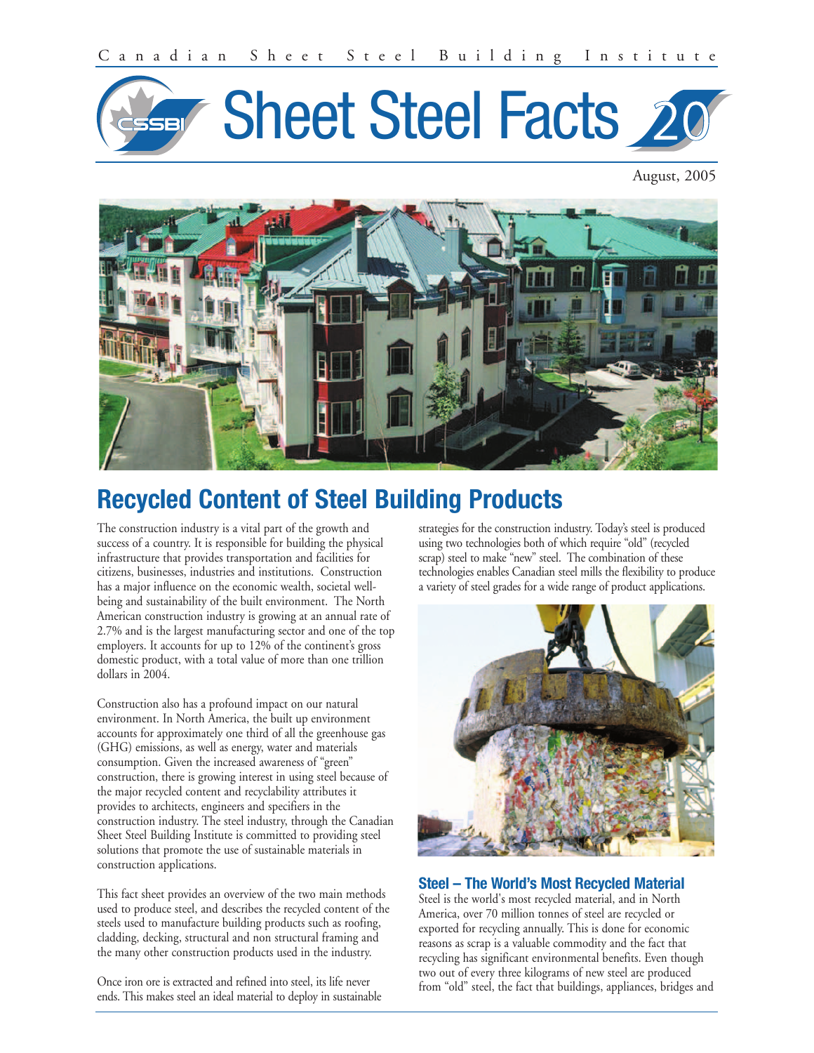# Sheet Steel Facts 20

Canadian Sheet Steel Building Institute

August, 2005

## Recycled Content of Steel Building Products

The construction industry is a vital part of the growth and success of a country. It is responsible for building the physical infrastructure that provides transportation and facilities for citizens, businesses, industries and institutions. Construction has a major influence on the economic wealth, societal well-being and sustainability of the built environment. The North American construction industry is growing at an annual rate of 2.7% and is the largest manufacturing sector and one of the top employers. It accounts for up to 12% of the continent's gross domestic product, with a total value of more than one trillion dollars in 2004.

Construction also has a profound impact on our natural environment. In North America, the built up environment accounts for approximately one third of all the greenhouse gas (GHG) emissions, as well as energy, water and materials consumption. Given the increased awareness of "green" construction, there is growing interest in using steel because of the major recycled content and recyclability attributes it provides to architects, engineers and specifiers in the construction industry. The steel industry, through the Canadian Sheet Steel Building Institute is committed to providing steel solutions that promote the use of sustainable materials in construction applications.

This fact sheet provides an overview of the two main methods used to produce steel, and describes the recycled content of the steels used to manufacture building products such as roofing, cladding, decking, structural and non structural framing and the many other construction products used in the industry.

Once iron ore is extracted and refined into steel, its life never ends. This makes steel an ideal material to deploy in sustainable strategies for the construction industry. Today's steel is produced using two technologies both of which require "old" (recycled scrap) steel to make "new" steel. The combination of these technologies enables Canadian steel mills the flexibility to produce a variety of steel grades for a wide range of product applications.

### Steel – The World's Most Recycled Material

Steel is the world's most recycled material, and in North America, over 70 million tonnes of steel are recycled or exported for recycling annually. This is done for economic reasons as scrap is a valuable commodity and the fact that recycling has significant environmental benefits. Even though two out of every three kilograms of new steel are produced from "old" steel, the fact that buildings, appliances, bridges and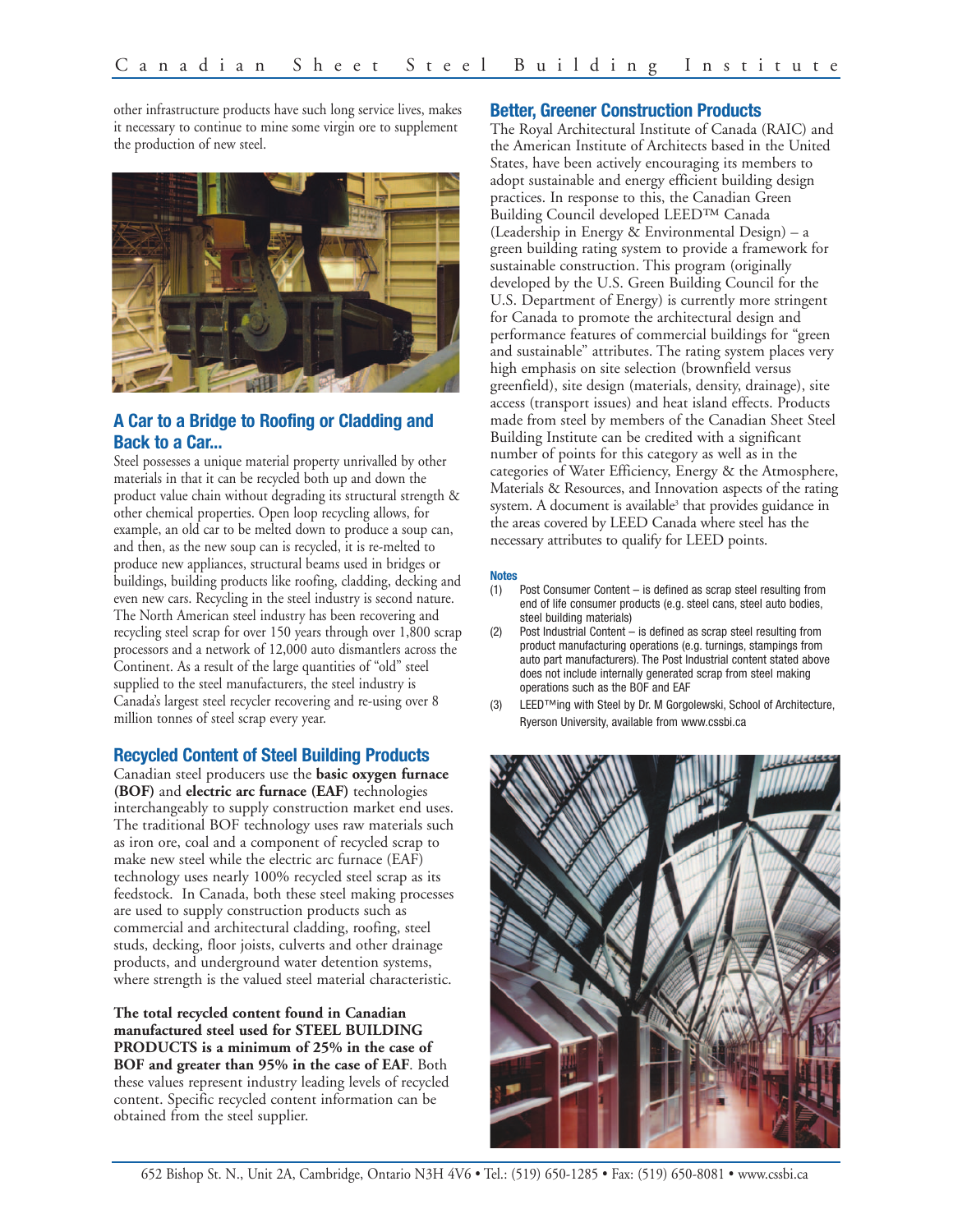other infrastructure products have such long service lives, makes it necessary to continue to mine some virgin ore to supplement the production of new steel.

## A Car to a Bridge to Roofing or Cladding and Back to a Car...

Steel possesses a unique material property unrivalled by other materials in that it can be recycled both up and down the product value chain without degrading its structural strength & other chemical properties. Open loop recycling allows, for example, an old car to be melted down to produce a soup can, and then, as the new soup can is recycled, it is re-melted to produce new appliances, structural beams used in bridges or buildings, building products like roofing, cladding, decking and even new cars. Recycling in the steel industry is second nature. The North American steel industry has been recovering and recycling steel scrap for over 150 years through over 1,800 scrap processors and a network of 12,000 auto dismantlers across the Continent. As a result of the large quantities of "old" steel supplied to the steel manufacturers, the steel industry is Canada's largest steel recycler recovering and re-using over 8 million tonnes of steel scrap every year.

## Recycled Content of Steel Building Products

Canadian steel producers use the **basic oxygen furnace (BOF)** and **electric arc furnace (EAF)** technologies interchangeably to supply construction market end uses. The traditional BOF technology uses raw materials such as iron ore, coal and a component of recycled scrap to make new steel while the electric arc furnace (EAF) technology uses nearly 100% recycled steel scrap as its feedstock. In Canada, both these steel making processes are used to supply construction products such as commercial and architectural cladding, roofing, steel studs, decking, floor joists, culverts and other drainage products, and underground water detention systems, where strength is the valued steel material characteristic.

**The total recycled content found in Canadian manufactured steel used for STEEL BUILDING PRODUCTS is a minimum of 25% in the case of BOF and greater than 95% in the case of EAF**. Both these values represent industry leading levels of recycled content. Specific recycled content information can be obtained from the steel supplier.

## Better, Greener Construction Products

The Royal Architectural Institute of Canada (RAIC) and the American Institute of Architects based in the United States, have been actively encouraging its members to adopt sustainable and energy efficient building design practices. In response to this, the Canadian Green Building Council developed LEED™ Canada (Leadership in Energy & Environmental Design) – a green building rating system to provide a framework for sustainable construction. This program (originally developed by the U.S. Green Building Council for the U.S. Department of Energy) is currently more stringent for Canada to promote the architectural design and performance features of commercial buildings for "green and sustainable" attributes. The rating system places very high emphasis on site selection (brownfield versus greenfield), site design (materials, density, drainage), site access (transport issues) and heat island effects. Products made from steel by members of the Canadian Sheet Steel Building Institute can be credited with a significant number of points for this category as well as in the categories of Water Efficiency, Energy & the Atmosphere, Materials & Resources, and Innovation aspects of the rating system. A document is available[3] that provides guidance in the areas covered by LEED Canada where steel has the necessary attributes to qualify for LEED points.

**Notes**

(1) Post Consumer Content – is defined as scrap steel resulting from end of life consumer products (e.g. steel cans, steel auto bodies, steel building materials)

(2) Post Industrial Content – is defined as scrap steel resulting from product manufacturing operations (e.g. turnings, stampings from auto part manufacturers). The Post Industrial content stated above does not include internally generated scrap from steel making operations such as the BOF and EAF

(3) LEED™ing with Steel by Dr. M Gorgolewski, School of Architecture, Ryerson University, available from www.cssbi.ca

652 Bishop St. N., Unit 2A, Cambridge, Ontario N3H 4V6 • Tel.: (519) 650-1285 • Fax: (519) 650-8081 • www.cssbi.ca